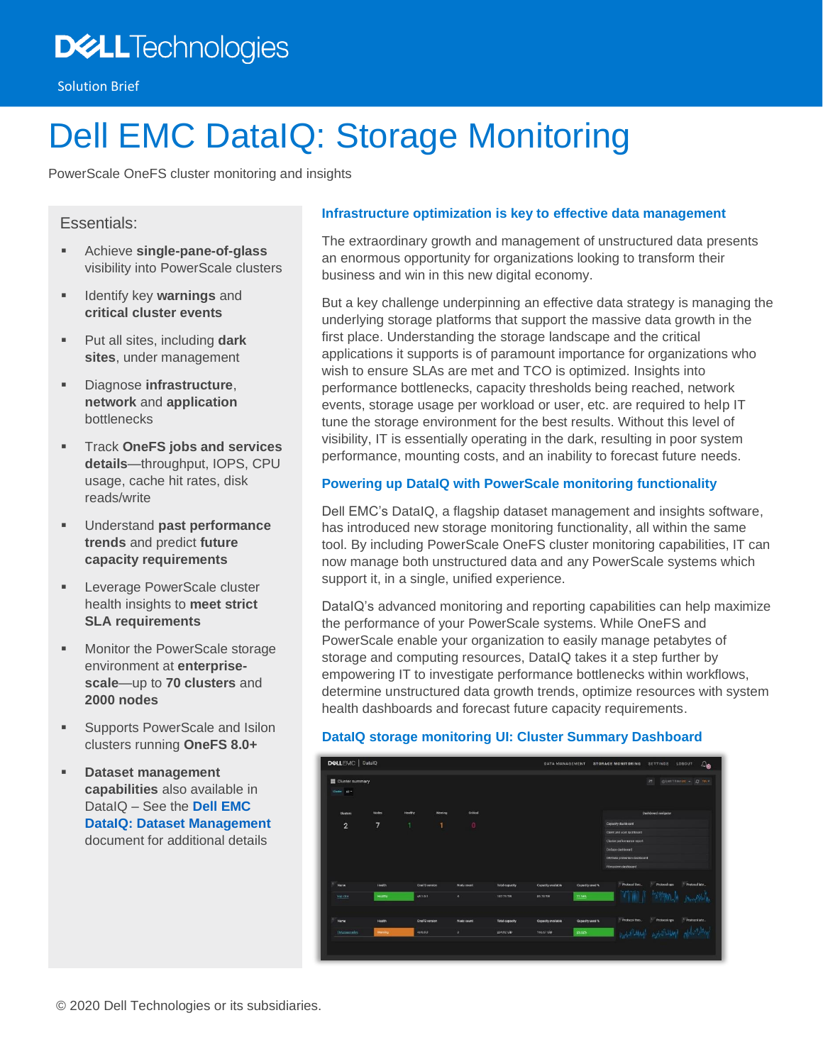Dell Technologies

Solution Brief

# Dell EMC DataIQ: Storage Monitoring

PowerScale OneFS cluster monitoring and insights

## Essentials:

- Achieve **single-pane-of-glass** visibility into PowerScale clusters
- Identify key **warnings** and **critical cluster events**
- Put all sites, including **dark sites**, under management
- Diagnose **infrastructure**, **network** and **application** bottlenecks
- Track **OneFS jobs and services details**—throughput, IOPS, CPU usage, cache hit rates, disk reads/write
- Understand **past performance trends** and predict **future capacity requirements**
- Leverage PowerScale cluster health insights to **meet strict SLA requirements**
- Monitor the PowerScale storage environment at **enterprise-scale**—up to **70 clusters** and **2000 nodes**
- Supports PowerScale and Isilon clusters running **OneFS 8.0+**
- **Dataset management capabilities** also available in DataIQ – See the **Dell EMC DataIQ: Dataset Management** document for additional details

### Infrastructure optimization is key to effective data management

The extraordinary growth and management of unstructured data presents an enormous opportunity for organizations looking to transform their business and win in this new digital economy.

But a key challenge underpinning an effective data strategy is managing the underlying storage platforms that support the massive data growth in the first place. Understanding the storage landscape and the critical applications it supports is of paramount importance for organizations who wish to ensure SLAs are met and TCO is optimized. Insights into performance bottlenecks, capacity thresholds being reached, network events, storage usage per workload or user, etc. are required to help IT tune the storage environment for the best results. Without this level of visibility, IT is essentially operating in the dark, resulting in poor system performance, mounting costs, and an inability to forecast future needs.

### Powering up DataIQ with PowerScale monitoring functionality

Dell EMC's DataIQ, a flagship dataset management and insights software, has introduced new storage monitoring functionality, all within the same tool. By including PowerScale OneFS cluster monitoring capabilities, IT can now manage both unstructured data and any PowerScale systems which support it, in a single, unified experience.

DataIQ's advanced monitoring and reporting capabilities can help maximize the performance of your PowerScale systems. While OneFS and PowerScale enable your organization to easily manage petabytes of storage and computing resources, DataIQ takes it a step further by empowering IT to investigate performance bottlenecks within workflows, determine unstructured data growth trends, optimize resources with system health dashboards and forecast future capacity requirements.

### DataIQ storage monitoring UI: Cluster Summary Dashboard

© 2020 Dell Technologies or its subsidiaries.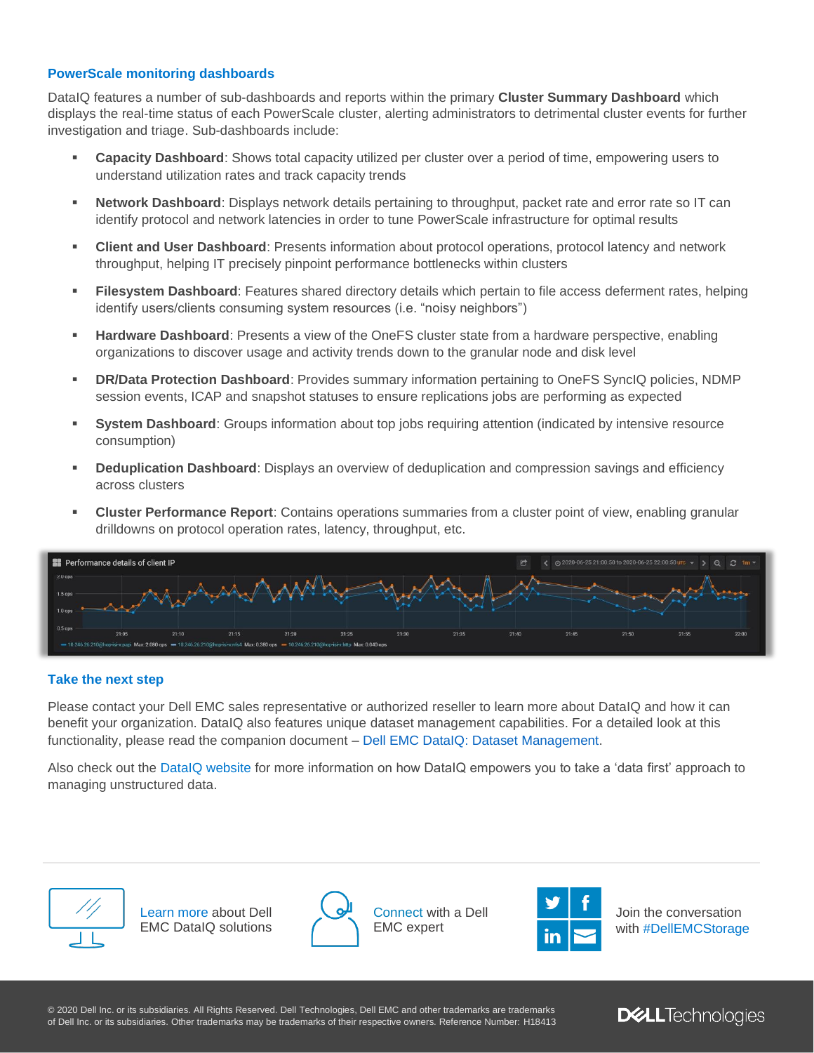## PowerScale monitoring dashboards

DataIQ features a number of sub-dashboards and reports within the primary **Cluster Summary Dashboard** which displays the real-time status of each PowerScale cluster, alerting administrators to detrimental cluster events for further investigation and triage. Sub-dashboards include:

- **Capacity Dashboard**: Shows total capacity utilized per cluster over a period of time, empowering users to understand utilization rates and track capacity trends
- **Network Dashboard**: Displays network details pertaining to throughput, packet rate and error rate so IT can identify protocol and network latencies in order to tune PowerScale infrastructure for optimal results
- **Client and User Dashboard**: Presents information about protocol operations, protocol latency and network throughput, helping IT precisely pinpoint performance bottlenecks within clusters
- **Filesystem Dashboard**: Features shared directory details which pertain to file access deferment rates, helping identify users/clients consuming system resources (i.e. "noisy neighbors")
- **Hardware Dashboard**: Presents a view of the OneFS cluster state from a hardware perspective, enabling organizations to discover usage and activity trends down to the granular node and disk level
- **DR/Data Protection Dashboard**: Provides summary information pertaining to OneFS SyncIQ policies, NDMP session events, ICAP and snapshot statuses to ensure replications jobs are performing as expected
- **System Dashboard**: Groups information about top jobs requiring attention (indicated by intensive resource consumption)
- **Deduplication Dashboard**: Displays an overview of deduplication and compression savings and efficiency across clusters
- **Cluster Performance Report**: Contains operations summaries from a cluster point of view, enabling granular drilldowns on protocol operation rates, latency, throughput, etc.

Performance details of client IP

2020-06-25 21:00:50 to 2020-06-25 22:00:50 UTC

2.0 ops
1.5 ops
1.0 ops
0.5 ops

21:05 21:10 21:15 21:20 21:25 21:30 21:35 21:40 21:45 21:50 21:55 22:00

10.246.26.210@hop-isi-x:papi Max: 2.080 ops — 10.246.26.210@hop-isi-x:nfs4 Max: 0.380 ops — 10.246.26.210@hop-isi-x:http Max: 0.040 ops

## Take the next step

Please contact your Dell EMC sales representative or authorized reseller to learn more about DataIQ and how it can benefit your organization. DataIQ also features unique dataset management capabilities. For a detailed look at this functionality, please read the companion document – Dell EMC DataIQ: Dataset Management.

Also check out the DataIQ website for more information on how DataIQ empowers you to take a 'data first' approach to managing unstructured data.

Learn more about Dell EMC DataIQ solutions

Connect with a Dell EMC expert

Join the conversation with #DellEMCStorage

© 2020 Dell Inc. or its subsidiaries. All Rights Reserved. Dell Technologies, Dell EMC and other trademarks are trademarks of Dell Inc. or its subsidiaries. Other trademarks may be trademarks of their respective owners. Reference Number: H18413